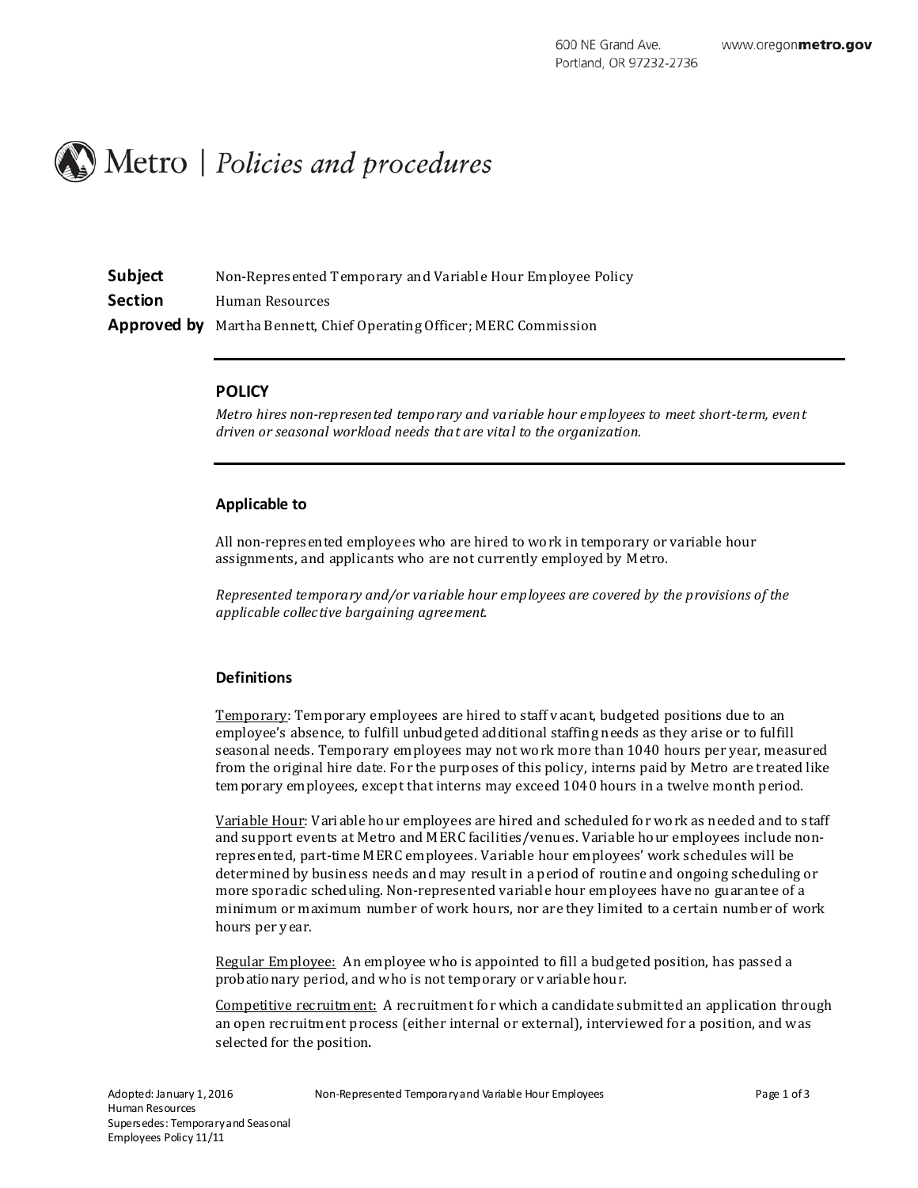600 NE Grand Ave.
Portland, OR 97232-2736
www.oregonmetro.gov

# Metro | *Policies and procedures*

**Subject** Non-Represented Temporary and Variable Hour Employee Policy

**Section** Human Resources

**Approved by** Martha Bennett, Chief Operating Officer; MERC Commission

## POLICY

*Metro hires non-represented temporary and variable hour employees to meet short-term, event driven or seasonal workload needs that are vital to the organization.*

### Applicable to

All non-represented employees who are hired to work in temporary or variable hour assignments, and applicants who are not currently employed by Metro.

*Represented temporary and/or variable hour employees are covered by the provisions of the applicable collective bargaining agreement.*

### Definitions

Temporary: Temporary employees are hired to staff vacant, budgeted positions due to an employee's absence, to fulfill unbudgeted additional staffing needs as they arise or to fulfill seasonal needs. Temporary employees may not work more than 1040 hours per year, measured from the original hire date. For the purposes of this policy, interns paid by Metro are treated like temporary employees, except that interns may exceed 1040 hours in a twelve month period.

Variable Hour: Variable hour employees are hired and scheduled for work as needed and to staff and support events at Metro and MERC facilities/venues. Variable hour employees include non-represented, part-time MERC employees. Variable hour employees' work schedules will be determined by business needs and may result in a period of routine and ongoing scheduling or more sporadic scheduling. Non-represented variable hour employees have no guarantee of a minimum or maximum number of work hours, nor are they limited to a certain number of work hours per year.

Regular Employee: An employee who is appointed to fill a budgeted position, has passed a probationary period, and who is not temporary or variable hour.

Competitive recruitment: A recruitment for which a candidate submitted an application through an open recruitment process (either internal or external), interviewed for a position, and was selected for the position.

Adopted: January 1, 2016
Human Resources
Supersedes: Temporary and Seasonal Employees Policy 11/11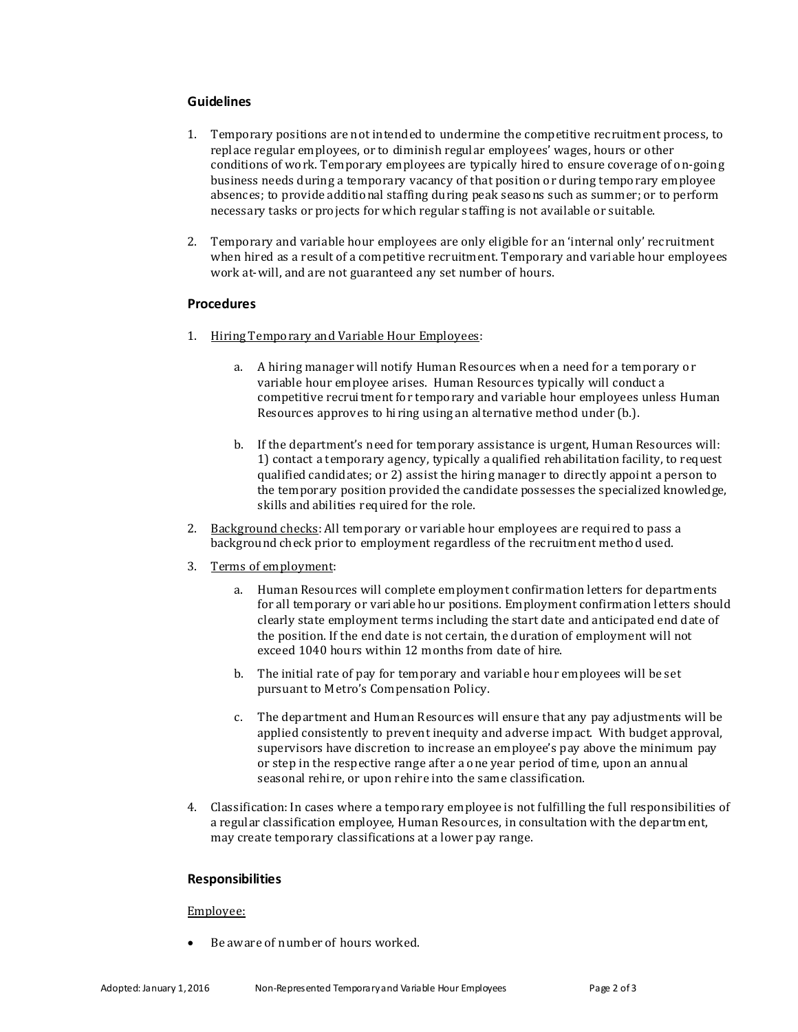### Guidelines

1. Temporary positions are not intended to undermine the competitive recruitment process, to replace regular employees, or to diminish regular employees' wages, hours or other conditions of work. Temporary employees are typically hired to ensure coverage of on-going business needs during a temporary vacancy of that position or during temporary employee absences; to provide additional staffing during peak seasons such as summer; or to perform necessary tasks or projects for which regular staffing is not available or suitable.

2. Temporary and variable hour employees are only eligible for an 'internal only' recruitment when hired as a result of a competitive recruitment. Temporary and variable hour employees work at-will, and are not guaranteed any set number of hours.

### Procedures

1. <u>Hiring Temporary and Variable Hour Employees</u>:

   a. A hiring manager will notify Human Resources when a need for a temporary or variable hour employee arises. Human Resources typically will conduct a competitive recruitment for temporary and variable hour employees unless Human Resources approves to hiring using an alternative method under (b.).

   b. If the department's need for temporary assistance is urgent, Human Resources will: 1) contact a temporary agency, typically a qualified rehabilitation facility, to request qualified candidates; or 2) assist the hiring manager to directly appoint a person to the temporary position provided the candidate possesses the specialized knowledge, skills and abilities required for the role.

2. <u>Background checks</u>: All temporary or variable hour employees are required to pass a background check prior to employment regardless of the recruitment method used.

3. <u>Terms of employment</u>:

   a. Human Resources will complete employment confirmation letters for departments for all temporary or variable hour positions. Employment confirmation letters should clearly state employment terms including the start date and anticipated end date of the position. If the end date is not certain, the duration of employment will not exceed 1040 hours within 12 months from date of hire.

   b. The initial rate of pay for temporary and variable hour employees will be set pursuant to Metro's Compensation Policy.

   c. The department and Human Resources will ensure that any pay adjustments will be applied consistently to prevent inequity and adverse impact. With budget approval, supervisors have discretion to increase an employee's pay above the minimum pay or step in the respective range after a one year period of time, upon an annual seasonal rehire, or upon rehire into the same classification.

4. Classification: In cases where a temporary employee is not fulfilling the full responsibilities of a regular classification employee, Human Resources, in consultation with the department, may create temporary classifications at a lower pay range.

### Responsibilities

<u>Employee:</u>

- Be aware of number of hours worked.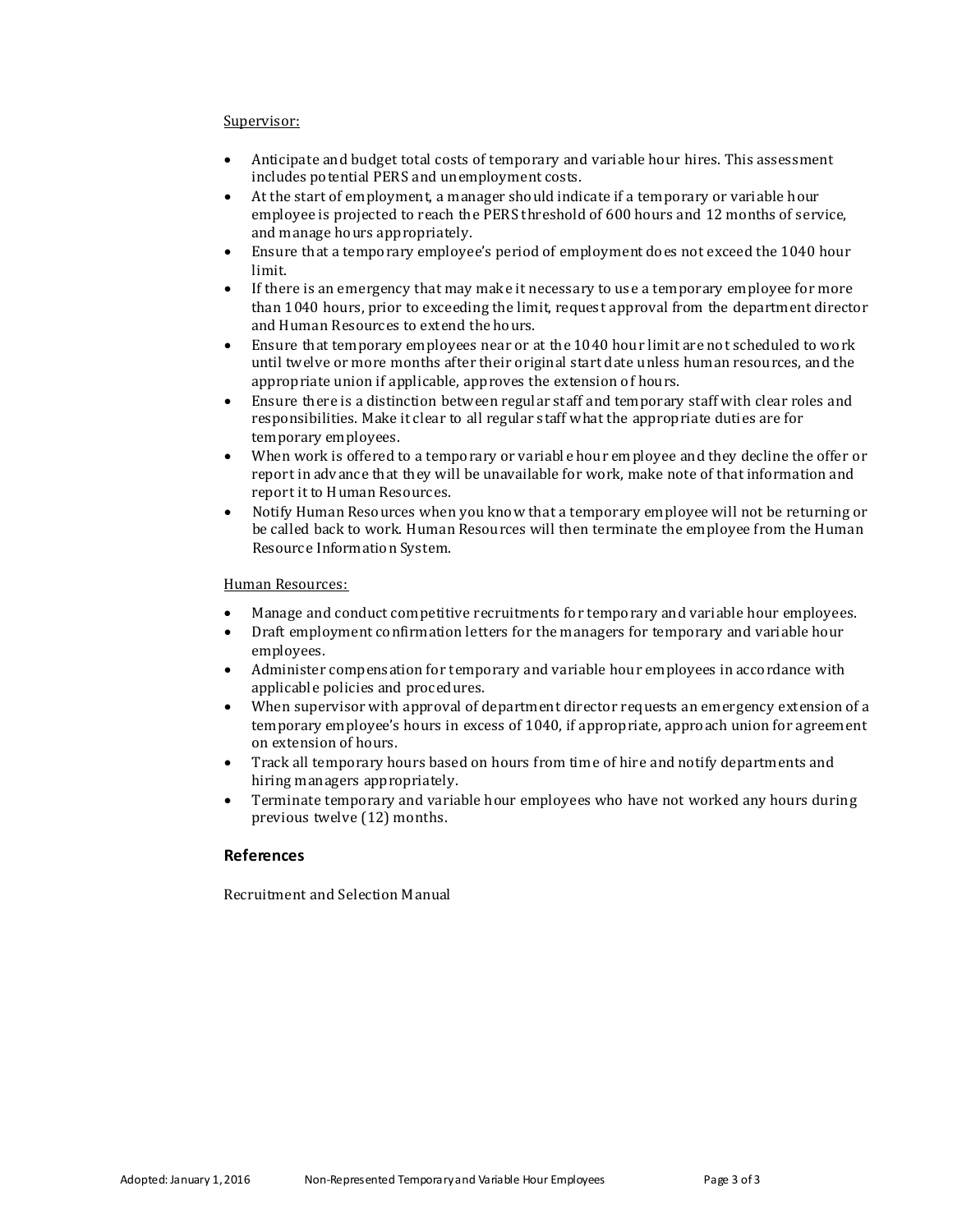<u>Supervisor:</u>

- Anticipate and budget total costs of temporary and variable hour hires. This assessment includes potential PERS and unemployment costs.
- At the start of employment, a manager should indicate if a temporary or variable hour employee is projected to reach the PERS threshold of 600 hours and 12 months of service, and manage hours appropriately.
- Ensure that a temporary employee's period of employment does not exceed the 1040 hour limit.
- If there is an emergency that may make it necessary to use a temporary employee for more than 1040 hours, prior to exceeding the limit, request approval from the department director and Human Resources to extend the hours.
- Ensure that temporary employees near or at the 1040 hour limit are not scheduled to work until twelve or more months after their original start date unless human resources, and the appropriate union if applicable, approves the extension of hours.
- Ensure there is a distinction between regular staff and temporary staff with clear roles and responsibilities. Make it clear to all regular staff what the appropriate duties are for temporary employees.
- When work is offered to a temporary or variable hour employee and they decline the offer or report in advance that they will be unavailable for work, make note of that information and report it to Human Resources.
- Notify Human Resources when you know that a temporary employee will not be returning or be called back to work. Human Resources will then terminate the employee from the Human Resource Information System.

<u>Human Resources:</u>

- Manage and conduct competitive recruitments for temporary and variable hour employees.
- Draft employment confirmation letters for the managers for temporary and variable hour employees.
- Administer compensation for temporary and variable hour employees in accordance with applicable policies and procedures.
- When supervisor with approval of department director requests an emergency extension of a temporary employee's hours in excess of 1040, if appropriate, approach union for agreement on extension of hours.
- Track all temporary hours based on hours from time of hire and notify departments and hiring managers appropriately.
- Terminate temporary and variable hour employees who have not worked any hours during previous twelve (12) months.

## References

Recruitment and Selection Manual